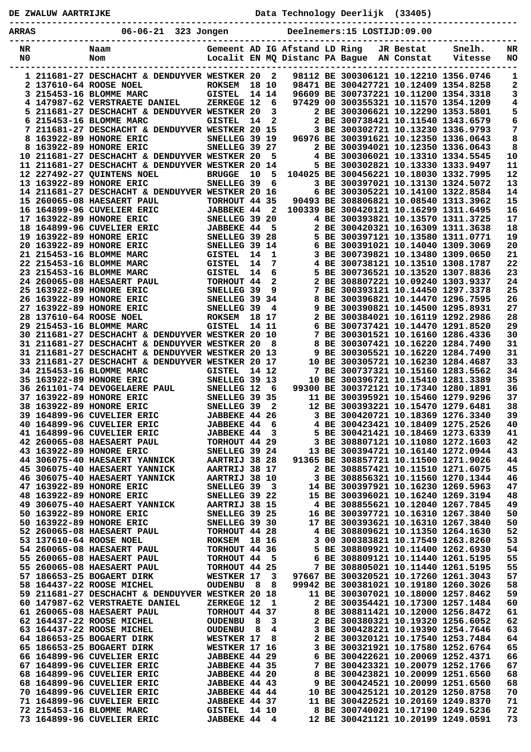DE ZWALUW AARTRIJKE Data Technology Deerlijk (33405)

ARRAS 06-06-21 323 Jongen Deelnemers:15 LOSTIJD:09.00

| NR NO | Naam Nom | Gemeent Localit | AD EN | IG MQ | Afstand Distanc | LD PA | Ring Bague | JR AN | Bestat Constat | Snelh. Vitesse | NR NO |
|---|---|---|---|---|---|---|---|---|---|---|---|
| 1 | 211681-27 DESCHACHT & DENDUYVER | WESTKER | 20 | 2 | 98112 | BE | 3003061 | 21 | 10.12210 | 1356.0746 | 1 |
| 2 | 137610-64 ROOSE NOEL | ROKSEM | 18 | 10 | 98471 | BE | 3004277 | 21 | 10.12409 | 1354.8258 | 2 |
| 3 | 215453-16 BLOMME MARC | GISTEL | 14 | 14 | 96609 | BE | 3007372 | 21 | 10.11200 | 1354.3318 | 3 |
| 4 | 147987-62 VERSTRAETE DANIEL | ZERKEGE | 12 | 6 | 97429 | 00 | 3003553 | 21 | 10.11570 | 1354.1209 | 4 |
| 5 | 211681-27 DESCHACHT & DENDUYVER | WESTKER | 20 | 3 | 2 | BE | 3003066 | 21 | 10.12290 | 1353.5801 | 5 |
| 6 | 215453-16 BLOMME MARC | GISTEL | 14 | 2 | 2 | BE | 3007384 | 21 | 10.11540 | 1343.6579 | 6 |
| 7 | 211681-27 DESCHACHT & DENDUYVER | WESTKER | 20 | 15 | 3 | BE | 3003027 | 21 | 10.13230 | 1336.9793 | 7 |
| 8 | 163922-89 HONORE ERIC | SNELLEG | 39 | 19 | 96976 | BE | 3003916 | 21 | 10.12350 | 1336.0643 | 8 |
| 8 | 163922-89 HONORE ERIC | SNELLEG | 39 | 27 | 2 | BE | 3003940 | 21 | 10.12350 | 1336.0643 | 8 |
| 10 | 211681-27 DESCHACHT & DENDUYVER | WESTKER | 20 | 5 | 4 | BE | 3003060 | 21 | 10.13310 | 1334.5545 | 10 |
| 11 | 211681-27 DESCHACHT & DENDUYVER | WESTKER | 20 | 14 | 5 | BE | 3003028 | 21 | 10.13330 | 1333.9497 | 11 |
| 12 | 227492-27 QUINTENS NOEL | BRUGGE | 10 | 5 | 104025 | BE | 3004562 | 21 | 10.18030 | 1332.7995 | 12 |
| 13 | 163922-89 HONORE ERIC | SNELLEG | 39 | 6 | 3 | BE | 3003970 | 21 | 10.13130 | 1324.5072 | 13 |
| 14 | 211681-27 DESCHACHT & DENDUYVER | WESTKER | 20 | 16 | 6 | BE | 3003052 | 21 | 10.14100 | 1322.8584 | 14 |
| 15 | 260065-08 HAESAERT PAUL | TORHOUT | 44 | 35 | 90493 | BE | 3088068 | 21 | 10.08540 | 1313.3962 | 15 |
| 16 | 164899-96 CUVELIER ERIC | JABBEKE | 44 | 2 | 100339 | BE | 3004201 | 21 | 10.16299 | 1311.6495 | 16 |
| 17 | 163922-89 HONORE ERIC | SNELLEG | 39 | 20 | 4 | BE | 3003938 | 21 | 10.13570 | 1311.3725 | 17 |
| 18 | 164899-96 CUVELIER ERIC | JABBEKE | 44 | 5 | 2 | BE | 3004203 | 21 | 10.16309 | 1311.3638 | 18 |
| 19 | 163922-89 HONORE ERIC | SNELLEG | 39 | 28 | 5 | BE | 3003971 | 21 | 10.13580 | 1311.0771 | 19 |
| 20 | 163922-89 HONORE ERIC | SNELLEG | 39 | 14 | 6 | BE | 3003910 | 21 | 10.14040 | 1309.3069 | 20 |
| 21 | 215453-16 BLOMME MARC | GISTEL | 14 | 1 | 3 | BE | 3007398 | 21 | 10.13480 | 1309.0650 | 21 |
| 22 | 215453-16 BLOMME MARC | GISTEL | 14 | 7 | 4 | BE | 3007381 | 21 | 10.13510 | 1308.1787 | 22 |
| 23 | 215453-16 BLOMME MARC | GISTEL | 14 | 6 | 5 | BE | 3007365 | 21 | 10.13520 | 1307.8836 | 23 |
| 24 | 260065-08 HAESAERT PAUL | TORHOUT | 44 | 2 | 2 | BE | 3088072 | 21 | 10.09240 | 1303.9337 | 24 |
| 25 | 163922-89 HONORE ERIC | SNELLEG | 39 | 9 | 7 | BE | 3003931 | 21 | 10.14450 | 1297.3378 | 25 |
| 26 | 163922-89 HONORE ERIC | SNELLEG | 39 | 34 | 8 | BE | 3003968 | 21 | 10.14470 | 1296.7595 | 26 |
| 27 | 163922-89 HONORE ERIC | SNELLEG | 39 | 4 | 9 | BE | 3003908 | 21 | 10.14500 | 1295.8931 | 27 |
| 28 | 137610-64 ROOSE NOEL | ROKSEM | 18 | 17 | 2 | BE | 3003840 | 21 | 10.16119 | 1292.2986 | 28 |
| 29 | 215453-16 BLOMME MARC | GISTEL | 14 | 11 | 6 | BE | 3007374 | 21 | 10.14470 | 1291.8520 | 29 |
| 30 | 211681-27 DESCHACHT & DENDUYVER | WESTKER | 20 | 10 | 7 | BE | 3003015 | 21 | 10.16160 | 1286.4336 | 30 |
| 31 | 211681-27 DESCHACHT & DENDUYVER | WESTKER | 20 | 8 | 8 | BE | 3003074 | 21 | 10.16220 | 1284.7490 | 31 |
| 31 | 211681-27 DESCHACHT & DENDUYVER | WESTKER | 20 | 13 | 9 | BE | 3003055 | 21 | 10.16220 | 1284.7490 | 31 |
| 33 | 211681-27 DESCHACHT & DENDUYVER | WESTKER | 20 | 17 | 10 | BE | 3003057 | 21 | 10.16230 | 1284.4687 | 33 |
| 34 | 215453-16 BLOMME MARC | GISTEL | 14 | 12 | 7 | BE | 3007373 | 21 | 10.15160 | 1283.5562 | 34 |
| 35 | 163922-89 HONORE ERIC | SNELLEG | 39 | 13 | 10 | BE | 3003967 | 21 | 10.15410 | 1281.3389 | 35 |
| 36 | 261101-74 DEVOGELAERE PAUL | SNELLEG | 12 | 6 | 99300 | BE | 3003721 | 21 | 10.17340 | 1280.1891 | 36 |
| 37 | 163922-89 HONORE ERIC | SNELLEG | 39 | 35 | 11 | BE | 3003959 | 21 | 10.15460 | 1279.9296 | 37 |
| 38 | 163922-89 HONORE ERIC | SNELLEG | 39 | 2 | 12 | BE | 3003932 | 21 | 10.15470 | 1279.6481 | 38 |
| 39 | 164899-96 CUVELIER ERIC | JABBEKE | 44 | 26 | 3 | BE | 3004207 | 21 | 10.18369 | 1276.3340 | 39 |
| 40 | 164899-96 CUVELIER ERIC | JABBEKE | 44 | 6 | 4 | BE | 3004234 | 21 | 10.18409 | 1275.2526 | 40 |
| 41 | 164899-96 CUVELIER ERIC | JABBEKE | 44 | 3 | 5 | BE | 3004214 | 21 | 10.18469 | 1273.6339 | 41 |
| 42 | 260065-08 HAESAERT PAUL | TORHOUT | 44 | 29 | 3 | BE | 3088071 | 21 | 10.11080 | 1272.1603 | 42 |
| 43 | 163922-89 HONORE ERIC | SNELLEG | 39 | 24 | 13 | BE | 3003947 | 21 | 10.16140 | 1272.0944 | 43 |
| 44 | 306075-40 HAESAERT YANNICK | AARTRIJ | 38 | 28 | 91365 | BE | 3088577 | 21 | 10.11500 | 1271.9026 | 44 |
| 45 | 306075-40 HAESAERT YANNICK | AARTRIJ | 38 | 17 | 2 | BE | 3088574 | 21 | 10.11510 | 1271.6075 | 45 |
| 46 | 306075-40 HAESAERT YANNICK | AARTRIJ | 38 | 10 | 3 | BE | 3088563 | 21 | 10.11560 | 1270.1344 | 46 |
| 47 | 163922-89 HONORE ERIC | SNELLEG | 39 | 3 | 14 | BE | 3003970 | 21 | 10.16230 | 1269.5963 | 47 |
| 48 | 163922-89 HONORE ERIC | SNELLEG | 39 | 22 | 15 | BE | 3003960 | 21 | 10.16240 | 1269.3194 | 48 |
| 49 | 306075-40 HAESAERT YANNICK | AARTRIJ | 38 | 15 | 4 | BE | 3088556 | 21 | 10.12040 | 1267.7845 | 49 |
| 50 | 163922-89 HONORE ERIC | SNELLEG | 39 | 25 | 16 | BE | 3003977 | 21 | 10.16310 | 1267.3840 | 50 |
| 50 | 163922-89 HONORE ERIC | SNELLEG | 39 | 30 | 17 | BE | 3003936 | 21 | 10.16310 | 1267.3840 | 50 |
| 52 | 260065-08 HAESAERT PAUL | TORHOUT | 44 | 28 | 4 | BE | 3088096 | 21 | 10.11350 | 1264.1630 | 52 |
| 53 | 137610-64 ROOSE NOEL | ROKSEM | 18 | 16 | 3 | 00 | 3003838 | 21 | 10.17549 | 1263.8260 | 53 |
| 54 | 260065-08 HAESAERT PAUL | TORHOUT | 44 | 36 | 5 | BE | 3088099 | 21 | 10.11400 | 1262.6930 | 54 |
| 55 | 260065-08 HAESAERT PAUL | TORHOUT | 44 | 5 | 6 | BE | 3088091 | 21 | 10.11440 | 1261.5195 | 55 |
| 55 | 260065-08 HAESAERT PAUL | TORHOUT | 44 | 25 | 7 | BE | 3088050 | 21 | 10.11440 | 1261.5195 | 55 |
| 57 | 186653-25 BOGAERT DIRK | WESTKER | 17 | 3 | 97667 | BE | 3003205 | 21 | 10.17260 | 1261.3043 | 57 |
| 58 | 164437-22 ROOSE MICHEL | OUDENBU | 8 | 8 | 99942 | BE | 3003810 | 21 | 10.19180 | 1260.3026 | 58 |
| 59 | 211681-27 DESCHACHT & DENDUYVER | WESTKER | 20 | 18 | 11 | BE | 3003070 | 21 | 10.18000 | 1257.8462 | 59 |
| 60 | 147987-62 VERSTRAETE DANIEL | ZERKEGE | 12 | 1 | 2 | BE | 3003544 | 21 | 10.17300 | 1257.1484 | 60 |
| 61 | 260065-08 HAESAERT PAUL | TORHOUT | 44 | 37 | 8 | BE | 3088114 | 21 | 10.12000 | 1256.8472 | 61 |
| 62 | 164437-22 ROOSE MICHEL | OUDENBU | 8 | 3 | 2 | BE | 3003803 | 21 | 10.19320 | 1256.6052 | 62 |
| 63 | 164437-22 ROOSE MICHEL | OUDENBU | 8 | 4 | 3 | BE | 3004281 | 21 | 10.19390 | 1254.7646 | 63 |
| 64 | 186653-25 BOGAERT DIRK | WESTKER | 17 | 8 | 2 | BE | 3003201 | 21 | 10.17540 | 1253.7484 | 64 |
| 65 | 186653-25 BOGAERT DIRK | WESTKER | 17 | 16 | 3 | BE | 3003219 | 21 | 10.17580 | 1252.6764 | 65 |
| 66 | 164899-96 CUVELIER ERIC | JABBEKE | 44 | 29 | 6 | BE | 3004226 | 21 | 10.20069 | 1252.4371 | 66 |
| 67 | 164899-96 CUVELIER ERIC | JABBEKE | 44 | 35 | 7 | BE | 3004233 | 21 | 10.20079 | 1252.1766 | 67 |
| 68 | 164899-96 CUVELIER ERIC | JABBEKE | 44 | 20 | 8 | BE | 3004236 | 21 | 10.20099 | 1251.6560 | 68 |
| 68 | 164899-96 CUVELIER ERIC | JABBEKE | 44 | 43 | 9 | BE | 3004245 | 21 | 10.20099 | 1251.6560 | 68 |
| 70 | 164899-96 CUVELIER ERIC | JABBEKE | 44 | 44 | 10 | BE | 3004251 | 21 | 10.20129 | 1250.8758 | 70 |
| 71 | 164899-96 CUVELIER ERIC | JABBEKE | 44 | 37 | 11 | BE | 3004225 | 21 | 10.20169 | 1249.8370 | 71 |
| 72 | 215453-16 BLOMME MARC | GISTEL | 14 | 10 | 8 | BE | 3007400 | 21 | 10.17190 | 1249.5236 | 72 |
| 73 | 164899-96 CUVELIER ERIC | JABBEKE | 44 | 4 | 12 | BE | 3004211 | 21 | 10.20199 | 1249.0591 | 73 |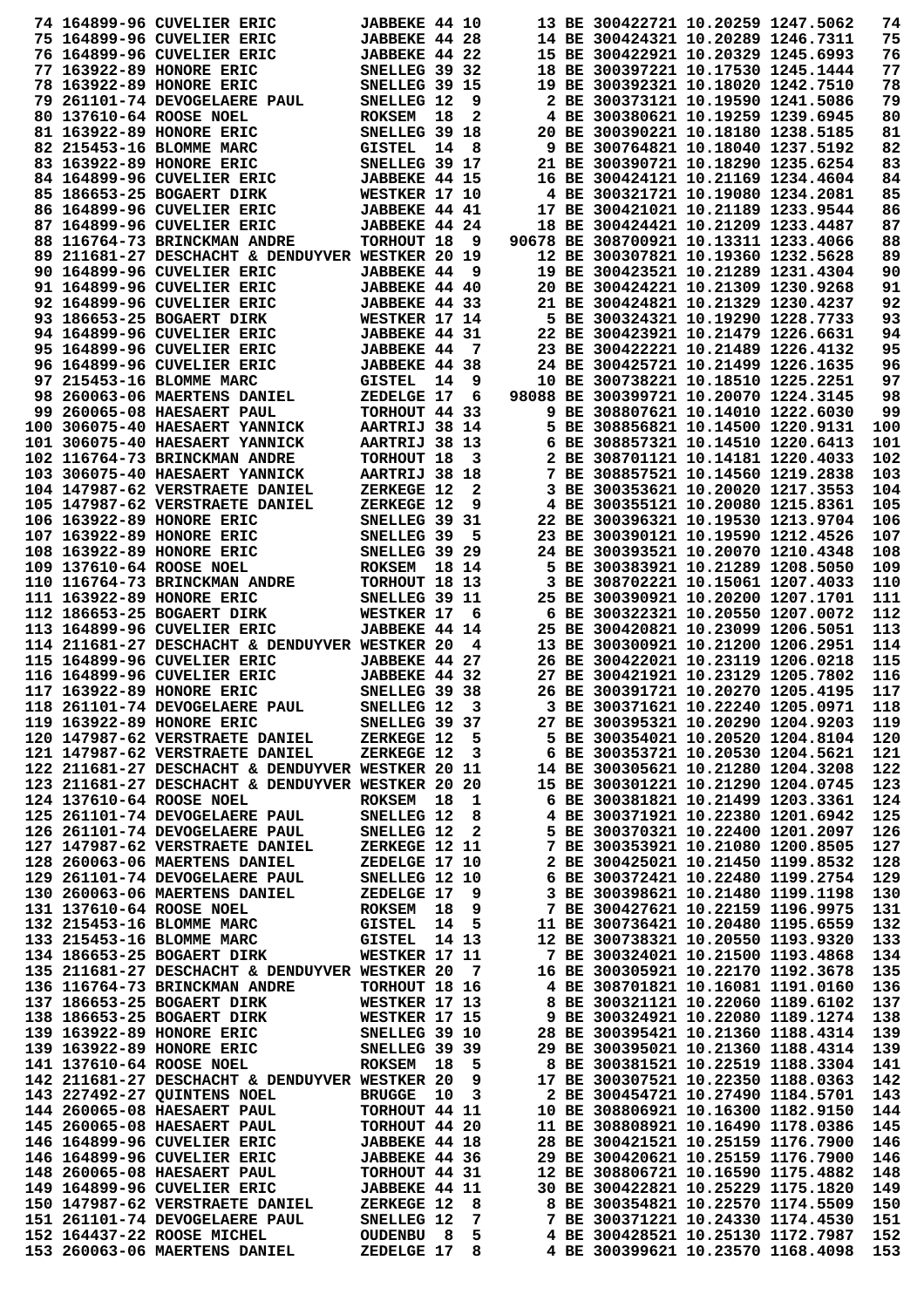| | | | | | | | | | | | |
|---|---|---|---|---|---|---|---|---|---|---|---|
| 74 | 164899-96 | CUVELIER ERIC | JABBEKE | 44 | 10 | 13 | BE | 300422721 | 10.20259 | 1247.5062 | 74 |
| 75 | 164899-96 | CUVELIER ERIC | JABBEKE | 44 | 28 | 14 | BE | 300424321 | 10.20289 | 1246.7311 | 75 |
| 76 | 164899-96 | CUVELIER ERIC | JABBEKE | 44 | 22 | 15 | BE | 300422921 | 10.20329 | 1245.6993 | 76 |
| 77 | 163922-89 | HONORE ERIC | SNELLEG | 39 | 32 | 18 | BE | 300397221 | 10.17530 | 1245.1444 | 77 |
| 78 | 163922-89 | HONORE ERIC | SNELLEG | 39 | 15 | 19 | BE | 300392321 | 10.18020 | 1242.7510 | 78 |
| 79 | 261101-74 | DEVOGELAERE PAUL | SNELLEG | 12 | 9 | 2 | BE | 300373121 | 10.19590 | 1241.5086 | 79 |
| 80 | 137610-64 | ROOSE NOEL | ROKSEM | 18 | 2 | 4 | BE | 300380621 | 10.19259 | 1239.6945 | 80 |
| 81 | 163922-89 | HONORE ERIC | SNELLEG | 39 | 18 | 20 | BE | 300390221 | 10.18180 | 1238.5185 | 81 |
| 82 | 215453-16 | BLOMME MARC | GISTEL | 14 | 8 | 9 | BE | 300764821 | 10.18040 | 1237.5192 | 82 |
| 83 | 163922-89 | HONORE ERIC | SNELLEG | 39 | 17 | 21 | BE | 300390721 | 10.18290 | 1235.6254 | 83 |
| 84 | 164899-96 | CUVELIER ERIC | JABBEKE | 44 | 15 | 16 | BE | 300424121 | 10.21169 | 1234.4604 | 84 |
| 85 | 186653-25 | BOGAERT DIRK | WESTKER | 17 | 10 | 4 | BE | 300321721 | 10.19080 | 1234.2081 | 85 |
| 86 | 164899-96 | CUVELIER ERIC | JABBEKE | 44 | 41 | 17 | BE | 300421021 | 10.21189 | 1233.9544 | 86 |
| 87 | 164899-96 | CUVELIER ERIC | JABBEKE | 44 | 24 | 18 | BE | 300424421 | 10.21209 | 1233.4487 | 87 |
| 88 | 116764-73 | BRINCKMAN ANDRE | TORHOUT | 18 | 9 | 90678 | BE | 308700921 | 10.13311 | 1233.4066 | 88 |
| 89 | 211681-27 | DESCHACHT & DENDUYVER | WESTKER | 20 | 19 | 12 | BE | 300307821 | 10.19360 | 1232.5628 | 89 |
| 90 | 164899-96 | CUVELIER ERIC | JABBEKE | 44 | 9 | 19 | BE | 300423521 | 10.21289 | 1231.4304 | 90 |
| 91 | 164899-96 | CUVELIER ERIC | JABBEKE | 44 | 40 | 20 | BE | 300424221 | 10.21309 | 1230.9268 | 91 |
| 92 | 164899-96 | CUVELIER ERIC | JABBEKE | 44 | 33 | 21 | BE | 300424821 | 10.21329 | 1230.4237 | 92 |
| 93 | 186653-25 | BOGAERT DIRK | WESTKER | 17 | 14 | 5 | BE | 300324321 | 10.19290 | 1228.7733 | 93 |
| 94 | 164899-96 | CUVELIER ERIC | JABBEKE | 44 | 31 | 22 | BE | 300423921 | 10.21479 | 1226.6631 | 94 |
| 95 | 164899-96 | CUVELIER ERIC | JABBEKE | 44 | 7 | 23 | BE | 300422221 | 10.21489 | 1226.4132 | 95 |
| 96 | 164899-96 | CUVELIER ERIC | JABBEKE | 44 | 38 | 24 | BE | 300425721 | 10.21499 | 1226.1635 | 96 |
| 97 | 215453-16 | BLOMME MARC | GISTEL | 14 | 9 | 10 | BE | 300738221 | 10.18510 | 1225.2251 | 97 |
| 98 | 260063-06 | MAERTENS DANIEL | ZEDELGE | 17 | 6 | 98088 | BE | 300399721 | 10.20070 | 1224.3145 | 98 |
| 99 | 260065-08 | HAESAERT PAUL | TORHOUT | 44 | 33 | 9 | BE | 308807621 | 10.14010 | 1222.6030 | 99 |
| 100 | 306075-40 | HAESAERT YANNICK | AARTRIJ | 38 | 14 | 5 | BE | 308856821 | 10.14500 | 1220.9131 | 100 |
| 101 | 306075-40 | HAESAERT YANNICK | AARTRIJ | 38 | 13 | 6 | BE | 308857321 | 10.14510 | 1220.6413 | 101 |
| 102 | 116764-73 | BRINCKMAN ANDRE | TORHOUT | 18 | 3 | 2 | BE | 308701121 | 10.14181 | 1220.4033 | 102 |
| 103 | 306075-40 | HAESAERT YANNICK | AARTRIJ | 38 | 18 | 7 | BE | 308857521 | 10.14560 | 1219.2838 | 103 |
| 104 | 147987-62 | VERSTRAETE DANIEL | ZERKEGE | 12 | 2 | 3 | BE | 300353621 | 10.20020 | 1217.3553 | 104 |
| 105 | 147987-62 | VERSTRAETE DANIEL | ZERKEGE | 12 | 9 | 4 | BE | 300355121 | 10.20080 | 1215.8361 | 105 |
| 106 | 163922-89 | HONORE ERIC | SNELLEG | 39 | 31 | 22 | BE | 300396321 | 10.19530 | 1213.9704 | 106 |
| 107 | 163922-89 | HONORE ERIC | SNELLEG | 39 | 5 | 23 | BE | 300390121 | 10.19590 | 1212.4526 | 107 |
| 108 | 163922-89 | HONORE ERIC | SNELLEG | 39 | 29 | 24 | BE | 300393521 | 10.20070 | 1210.4348 | 108 |
| 109 | 137610-64 | ROOSE NOEL | ROKSEM | 18 | 14 | 5 | BE | 300383921 | 10.21289 | 1208.5050 | 109 |
| 110 | 116764-73 | BRINCKMAN ANDRE | TORHOUT | 18 | 13 | 3 | BE | 308702221 | 10.15061 | 1207.4033 | 110 |
| 111 | 163922-89 | HONORE ERIC | SNELLEG | 39 | 11 | 25 | BE | 300390921 | 10.20200 | 1207.1701 | 111 |
| 112 | 186653-25 | BOGAERT DIRK | WESTKER | 17 | 6 | 6 | BE | 300322321 | 10.20550 | 1207.0072 | 112 |
| 113 | 164899-96 | CUVELIER ERIC | JABBEKE | 44 | 14 | 25 | BE | 300420821 | 10.23099 | 1206.5051 | 113 |
| 114 | 211681-27 | DESCHACHT & DENDUYVER | WESTKER | 20 | 4 | 13 | BE | 300300921 | 10.21200 | 1206.2951 | 114 |
| 115 | 164899-96 | CUVELIER ERIC | JABBEKE | 44 | 27 | 26 | BE | 300422021 | 10.23119 | 1206.0218 | 115 |
| 116 | 164899-96 | CUVELIER ERIC | JABBEKE | 44 | 32 | 27 | BE | 300421921 | 10.23129 | 1205.7802 | 116 |
| 117 | 163922-89 | HONORE ERIC | SNELLEG | 39 | 38 | 26 | BE | 300391721 | 10.20270 | 1205.4195 | 117 |
| 118 | 261101-74 | DEVOGELAERE PAUL | SNELLEG | 12 | 3 | 3 | BE | 300371621 | 10.22240 | 1205.0971 | 118 |
| 119 | 163922-89 | HONORE ERIC | SNELLEG | 39 | 37 | 27 | BE | 300395321 | 10.20290 | 1204.9203 | 119 |
| 120 | 147987-62 | VERSTRAETE DANIEL | ZERKEGE | 12 | 5 | 5 | BE | 300354021 | 10.20520 | 1204.8104 | 120 |
| 121 | 147987-62 | VERSTRAETE DANIEL | ZERKEGE | 12 | 3 | 6 | BE | 300353721 | 10.20530 | 1204.5621 | 121 |
| 122 | 211681-27 | DESCHACHT & DENDUYVER | WESTKER | 20 | 11 | 14 | BE | 300305621 | 10.21280 | 1204.3208 | 122 |
| 123 | 211681-27 | DESCHACHT & DENDUYVER | WESTKER | 20 | 20 | 15 | BE | 300301221 | 10.21290 | 1204.0745 | 123 |
| 124 | 137610-64 | ROOSE NOEL | ROKSEM | 18 | 1 | 6 | BE | 300381821 | 10.21499 | 1203.3361 | 124 |
| 125 | 261101-74 | DEVOGELAERE PAUL | SNELLEG | 12 | 8 | 4 | BE | 300371921 | 10.22380 | 1201.6942 | 125 |
| 126 | 261101-74 | DEVOGELAERE PAUL | SNELLEG | 12 | 2 | 5 | BE | 300370321 | 10.22400 | 1201.2097 | 126 |
| 127 | 147987-62 | VERSTRAETE DANIEL | ZERKEGE | 12 | 11 | 7 | BE | 300353921 | 10.21080 | 1200.8505 | 127 |
| 128 | 260063-06 | MAERTENS DANIEL | ZEDELGE | 17 | 10 | 2 | BE | 300425021 | 10.21450 | 1199.8532 | 128 |
| 129 | 261101-74 | DEVOGELAERE PAUL | SNELLEG | 12 | 10 | 6 | BE | 300372421 | 10.22480 | 1199.2754 | 129 |
| 130 | 260063-06 | MAERTENS DANIEL | ZEDELGE | 17 | 9 | 3 | BE | 300398621 | 10.21480 | 1199.1198 | 130 |
| 131 | 137610-64 | ROOSE NOEL | ROKSEM | 18 | 9 | 7 | BE | 300427621 | 10.22159 | 1196.9975 | 131 |
| 132 | 215453-16 | BLOMME MARC | GISTEL | 14 | 5 | 11 | BE | 300736421 | 10.20480 | 1195.6559 | 132 |
| 133 | 215453-16 | BLOMME MARC | GISTEL | 14 | 13 | 12 | BE | 300738321 | 10.20550 | 1193.9320 | 133 |
| 134 | 186653-25 | BOGAERT DIRK | WESTKER | 17 | 11 | 7 | BE | 300324021 | 10.21500 | 1193.4868 | 134 |
| 135 | 211681-27 | DESCHACHT & DENDUYVER | WESTKER | 20 | 7 | 16 | BE | 300305921 | 10.22170 | 1192.3678 | 135 |
| 136 | 116764-73 | BRINCKMAN ANDRE | TORHOUT | 18 | 16 | 4 | BE | 308701821 | 10.16081 | 1191.0160 | 136 |
| 137 | 186653-25 | BOGAERT DIRK | WESTKER | 17 | 13 | 8 | BE | 300321121 | 10.22060 | 1189.6102 | 137 |
| 138 | 186653-25 | BOGAERT DIRK | WESTKER | 17 | 15 | 9 | BE | 300324921 | 10.22080 | 1189.1274 | 138 |
| 139 | 163922-89 | HONORE ERIC | SNELLEG | 39 | 10 | 28 | BE | 300395421 | 10.21360 | 1188.4314 | 139 |
| 139 | 163922-89 | HONORE ERIC | SNELLEG | 39 | 39 | 29 | BE | 300395021 | 10.21360 | 1188.4314 | 139 |
| 141 | 137610-64 | ROOSE NOEL | ROKSEM | 18 | 5 | 8 | BE | 300381521 | 10.22519 | 1188.3304 | 141 |
| 142 | 211681-27 | DESCHACHT & DENDUYVER | WESTKER | 20 | 9 | 17 | BE | 300307521 | 10.22350 | 1188.0363 | 142 |
| 143 | 227492-27 | QUINTENS NOEL | BRUGGE | 10 | 3 | 2 | BE | 300454721 | 10.27490 | 1184.5701 | 143 |
| 144 | 260065-08 | HAESAERT PAUL | TORHOUT | 44 | 11 | 10 | BE | 308806921 | 10.16300 | 1182.9150 | 144 |
| 145 | 260065-08 | HAESAERT PAUL | TORHOUT | 44 | 20 | 11 | BE | 308808921 | 10.16490 | 1178.0386 | 145 |
| 146 | 164899-96 | CUVELIER ERIC | JABBEKE | 44 | 18 | 28 | BE | 300421521 | 10.25159 | 1176.7900 | 146 |
| 146 | 164899-96 | CUVELIER ERIC | JABBEKE | 44 | 36 | 29 | BE | 300420621 | 10.25159 | 1176.7900 | 146 |
| 148 | 260065-08 | HAESAERT PAUL | TORHOUT | 44 | 31 | 12 | BE | 308806721 | 10.16590 | 1175.4882 | 148 |
| 149 | 164899-96 | CUVELIER ERIC | JABBEKE | 44 | 11 | 30 | BE | 300422821 | 10.25229 | 1175.1820 | 149 |
| 150 | 147987-62 | VERSTRAETE DANIEL | ZERKEGE | 12 | 8 | 8 | BE | 300354821 | 10.22570 | 1174.5509 | 150 |
| 151 | 261101-74 | DEVOGELAERE PAUL | SNELLEG | 12 | 7 | 7 | BE | 300371221 | 10.24330 | 1174.4530 | 151 |
| 152 | 164437-22 | ROOSE MICHEL | OUDENBU | 8 | 5 | 4 | BE | 300428521 | 10.25130 | 1172.7987 | 152 |
| 153 | 260063-06 | MAERTENS DANIEL | ZEDELGE | 17 | 8 | 4 | BE | 300399621 | 10.23570 | 1168.4098 | 153 |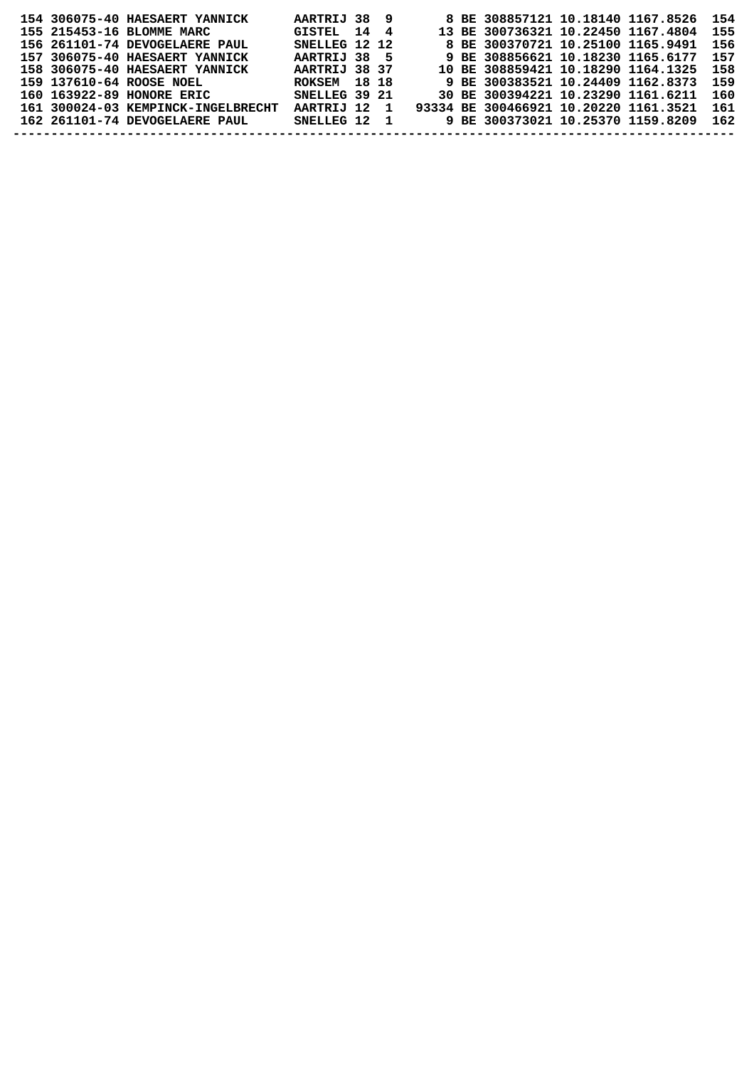| | | | | | | | | | | | |
|---|---|---|---|---|---|---|---|---|---|---|---|
| 154 | 306075-40 | HAESAERT YANNICK | AARTRIJ | 38 | 9 | 8 | BE | 308857121 | 10.18140 | 1167.8526 | 154 |
| 155 | 215453-16 | BLOMME MARC | GISTEL | 14 | 4 | 13 | BE | 300736321 | 10.22450 | 1167.4804 | 155 |
| 156 | 261101-74 | DEVOGELAERE PAUL | SNELLEG | 12 | 12 | 8 | BE | 300370721 | 10.25100 | 1165.9491 | 156 |
| 157 | 306075-40 | HAESAERT YANNICK | AARTRIJ | 38 | 5 | 9 | BE | 308856621 | 10.18230 | 1165.6177 | 157 |
| 158 | 306075-40 | HAESAERT YANNICK | AARTRIJ | 38 | 37 | 10 | BE | 308859421 | 10.18290 | 1164.1325 | 158 |
| 159 | 137610-64 | ROOSE NOEL | ROKSEM | 18 | 18 | 9 | BE | 300383521 | 10.24409 | 1162.8373 | 159 |
| 160 | 163922-89 | HONORE ERIC | SNELLEG | 39 | 21 | 30 | BE | 300394221 | 10.23290 | 1161.6211 | 160 |
| 161 | 300024-03 | KEMPINCK-INGELBRECHT | AARTRIJ | 12 | 1 | 93334 | BE | 300466921 | 10.20220 | 1161.3521 | 161 |
| 162 | 261101-74 | DEVOGELAERE PAUL | SNELLEG | 12 | 1 | 9 | BE | 300373021 | 10.25370 | 1159.8209 | 162 |